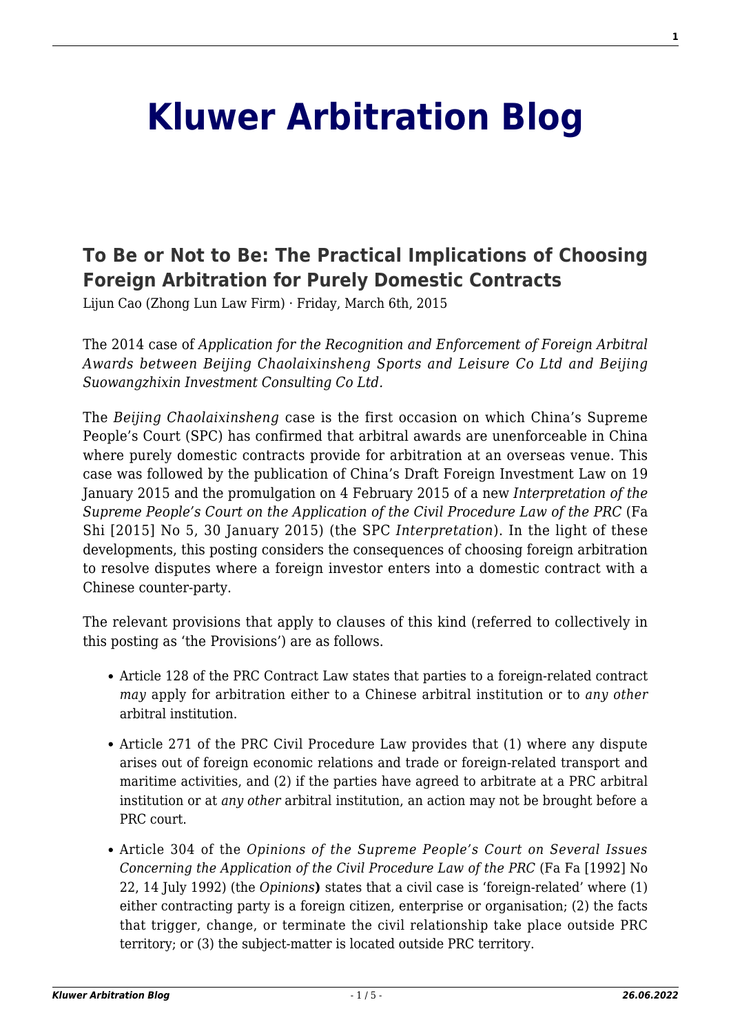# Kluwer Arbitration Blog

## To Be or Not to Be: The Practical Implications of Choosing Foreign Arbitration for Purely Domestic Contracts

Lijun Cao (Zhong Lun Law Firm) · Friday, March 6th, 2015

The 2014 case of *Application for the Recognition and Enforcement of Foreign Arbitral Awards between Beijing Chaolaixinsheng Sports and Leisure Co Ltd and Beijing Suowangzhixin Investment Consulting Co Ltd*.

The *Beijing Chaolaixinsheng* case is the first occasion on which China's Supreme People's Court (SPC) has confirmed that arbitral awards are unenforceable in China where purely domestic contracts provide for arbitration at an overseas venue. This case was followed by the publication of China's Draft Foreign Investment Law on 19 January 2015 and the promulgation on 4 February 2015 of a new *Interpretation of the Supreme People's Court on the Application of the Civil Procedure Law of the PRC* (Fa Shi [2015] No 5, 30 January 2015) (the SPC *Interpretation*). In the light of these developments, this posting considers the consequences of choosing foreign arbitration to resolve disputes where a foreign investor enters into a domestic contract with a Chinese counter-party.

The relevant provisions that apply to clauses of this kind (referred to collectively in this posting as 'the Provisions') are as follows.

- Article 128 of the PRC Contract Law states that parties to a foreign-related contract *may* apply for arbitration either to a Chinese arbitral institution or to *any other* arbitral institution.
- Article 271 of the PRC Civil Procedure Law provides that (1) where any dispute arises out of foreign economic relations and trade or foreign-related transport and maritime activities, and (2) if the parties have agreed to arbitrate at a PRC arbitral institution or at *any other* arbitral institution, an action may not be brought before a PRC court.
- Article 304 of the *Opinions of the Supreme People's Court on Several Issues Concerning the Application of the Civil Procedure Law of the PRC* (Fa Fa [1992] No 22, 14 July 1992) (the *Opinions***)** states that a civil case is 'foreign-related' where (1) either contracting party is a foreign citizen, enterprise or organisation; (2) the facts that trigger, change, or terminate the civil relationship take place outside PRC territory; or (3) the subject-matter is located outside PRC territory.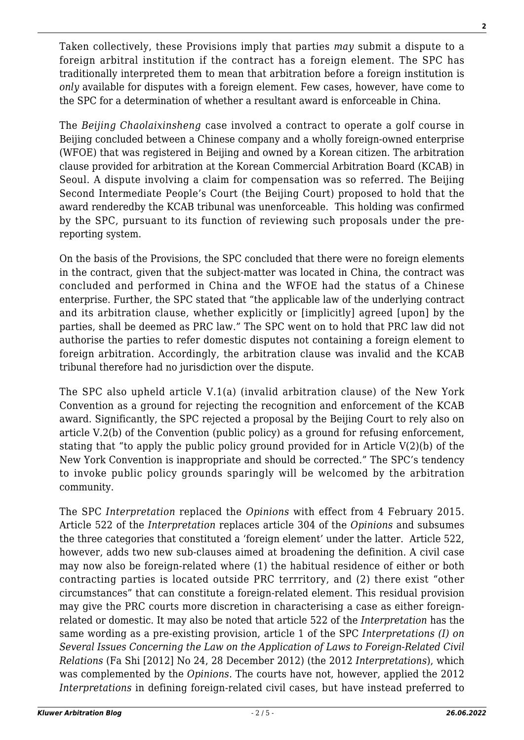Taken collectively, these Provisions imply that parties *may* submit a dispute to a foreign arbitral institution if the contract has a foreign element. The SPC has traditionally interpreted them to mean that arbitration before a foreign institution is *only* available for disputes with a foreign element. Few cases, however, have come to the SPC for a determination of whether a resultant award is enforceable in China.

The *Beijing Chaolaixinsheng* case involved a contract to operate a golf course in Beijing concluded between a Chinese company and a wholly foreign-owned enterprise (WFOE) that was registered in Beijing and owned by a Korean citizen. The arbitration clause provided for arbitration at the Korean Commercial Arbitration Board (KCAB) in Seoul. A dispute involving a claim for compensation was so referred. The Beijing Second Intermediate People's Court (the Beijing Court) proposed to hold that the award renderedby the KCAB tribunal was unenforceable. This holding was confirmed by the SPC, pursuant to its function of reviewing such proposals under the pre-reporting system.

On the basis of the Provisions, the SPC concluded that there were no foreign elements in the contract, given that the subject-matter was located in China, the contract was concluded and performed in China and the WFOE had the status of a Chinese enterprise. Further, the SPC stated that "the applicable law of the underlying contract and its arbitration clause, whether explicitly or [implicitly] agreed [upon] by the parties, shall be deemed as PRC law." The SPC went on to hold that PRC law did not authorise the parties to refer domestic disputes not containing a foreign element to foreign arbitration. Accordingly, the arbitration clause was invalid and the KCAB tribunal therefore had no jurisdiction over the dispute.

The SPC also upheld article V.1(a) (invalid arbitration clause) of the New York Convention as a ground for rejecting the recognition and enforcement of the KCAB award. Significantly, the SPC rejected a proposal by the Beijing Court to rely also on article V.2(b) of the Convention (public policy) as a ground for refusing enforcement, stating that "to apply the public policy ground provided for in Article V(2)(b) of the New York Convention is inappropriate and should be corrected." The SPC's tendency to invoke public policy grounds sparingly will be welcomed by the arbitration community.

The SPC *Interpretation* replaced the *Opinions* with effect from 4 February 2015. Article 522 of the *Interpretation* replaces article 304 of the *Opinions* and subsumes the three categories that constituted a 'foreign element' under the latter. Article 522, however, adds two new sub-clauses aimed at broadening the definition. A civil case may now also be foreign-related where (1) the habitual residence of either or both contracting parties is located outside PRC terrritory, and (2) there exist "other circumstances" that can constitute a foreign-related element. This residual provision may give the PRC courts more discretion in characterising a case as either foreign-related or domestic. It may also be noted that article 522 of the *Interpretation* has the same wording as a pre-existing provision, article 1 of the SPC *Interpretations (I) on Several Issues Concerning the Law on the Application of Laws to Foreign-Related Civil Relations* (Fa Shi [2012] No 24, 28 December 2012) (the 2012 *Interpretations*), which was complemented by the *Opinions*. The courts have not, however, applied the 2012 *Interpretations* in defining foreign-related civil cases, but have instead preferred to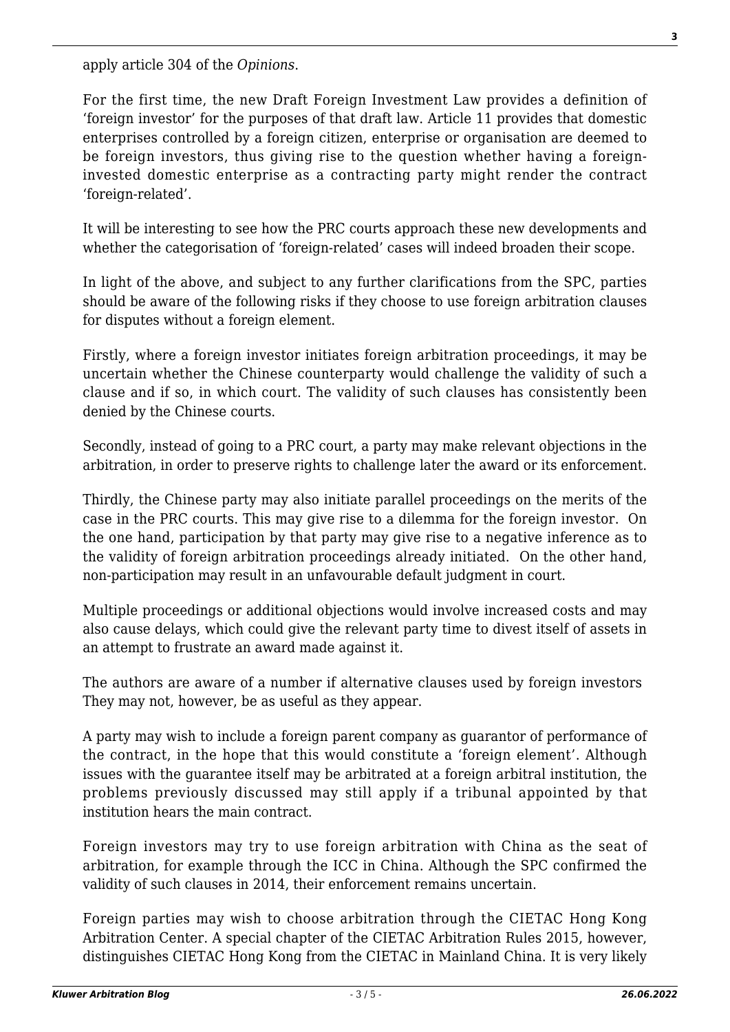apply article 304 of the *Opinions*.

For the first time, the new Draft Foreign Investment Law provides a definition of 'foreign investor' for the purposes of that draft law. Article 11 provides that domestic enterprises controlled by a foreign citizen, enterprise or organisation are deemed to be foreign investors, thus giving rise to the question whether having a foreign-invested domestic enterprise as a contracting party might render the contract 'foreign-related'.

It will be interesting to see how the PRC courts approach these new developments and whether the categorisation of 'foreign-related' cases will indeed broaden their scope.

In light of the above, and subject to any further clarifications from the SPC, parties should be aware of the following risks if they choose to use foreign arbitration clauses for disputes without a foreign element.

Firstly, where a foreign investor initiates foreign arbitration proceedings, it may be uncertain whether the Chinese counterparty would challenge the validity of such a clause and if so, in which court. The validity of such clauses has consistently been denied by the Chinese courts.

Secondly, instead of going to a PRC court, a party may make relevant objections in the arbitration, in order to preserve rights to challenge later the award or its enforcement.

Thirdly, the Chinese party may also initiate parallel proceedings on the merits of the case in the PRC courts. This may give rise to a dilemma for the foreign investor. On the one hand, participation by that party may give rise to a negative inference as to the validity of foreign arbitration proceedings already initiated. On the other hand, non-participation may result in an unfavourable default judgment in court.

Multiple proceedings or additional objections would involve increased costs and may also cause delays, which could give the relevant party time to divest itself of assets in an attempt to frustrate an award made against it.

The authors are aware of a number if alternative clauses used by foreign investors They may not, however, be as useful as they appear.

A party may wish to include a foreign parent company as guarantor of performance of the contract, in the hope that this would constitute a 'foreign element'. Although issues with the guarantee itself may be arbitrated at a foreign arbitral institution, the problems previously discussed may still apply if a tribunal appointed by that institution hears the main contract.

Foreign investors may try to use foreign arbitration with China as the seat of arbitration, for example through the ICC in China. Although the SPC confirmed the validity of such clauses in 2014, their enforcement remains uncertain.

Foreign parties may wish to choose arbitration through the CIETAC Hong Kong Arbitration Center. A special chapter of the CIETAC Arbitration Rules 2015, however, distinguishes CIETAC Hong Kong from the CIETAC in Mainland China. It is very likely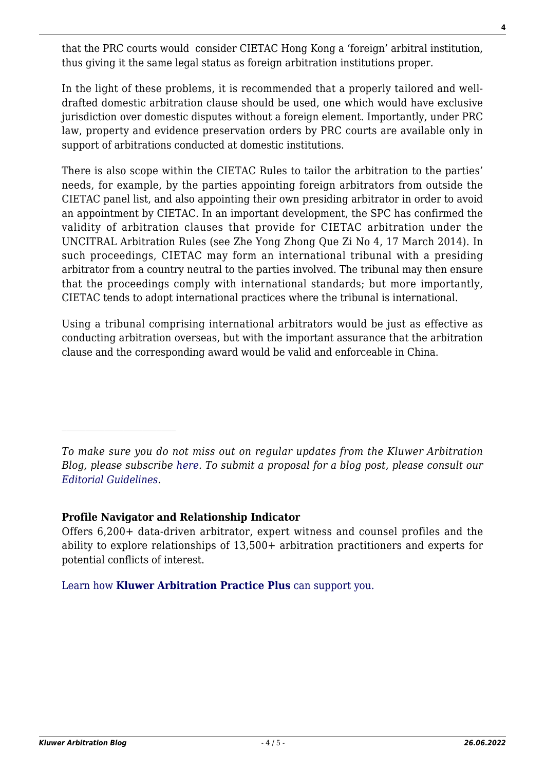that the PRC courts would consider CIETAC Hong Kong a 'foreign' arbitral institution, thus giving it the same legal status as foreign arbitration institutions proper.

In the light of these problems, it is recommended that a properly tailored and well-drafted domestic arbitration clause should be used, one which would have exclusive jurisdiction over domestic disputes without a foreign element. Importantly, under PRC law, property and evidence preservation orders by PRC courts are available only in support of arbitrations conducted at domestic institutions.

There is also scope within the CIETAC Rules to tailor the arbitration to the parties' needs, for example, by the parties appointing foreign arbitrators from outside the CIETAC panel list, and also appointing their own presiding arbitrator in order to avoid an appointment by CIETAC. In an important development, the SPC has confirmed the validity of arbitration clauses that provide for CIETAC arbitration under the UNCITRAL Arbitration Rules (see Zhe Yong Zhong Que Zi No 4, 17 March 2014). In such proceedings, CIETAC may form an international tribunal with a presiding arbitrator from a country neutral to the parties involved. The tribunal may then ensure that the proceedings comply with international standards; but more importantly, CIETAC tends to adopt international practices where the tribunal is international.

Using a tribunal comprising international arbitrators would be just as effective as conducting arbitration overseas, but with the important assurance that the arbitration clause and the corresponding award would be valid and enforceable in China.

---

*To make sure you do not miss out on regular updates from the Kluwer Arbitration Blog, please subscribe here. To submit a proposal for a blog post, please consult our Editorial Guidelines.*

**Profile Navigator and Relationship Indicator**

Offers 6,200+ data-driven arbitrator, expert witness and counsel profiles and the ability to explore relationships of 13,500+ arbitration practitioners and experts for potential conflicts of interest.

Learn how **Kluwer Arbitration Practice Plus** can support you.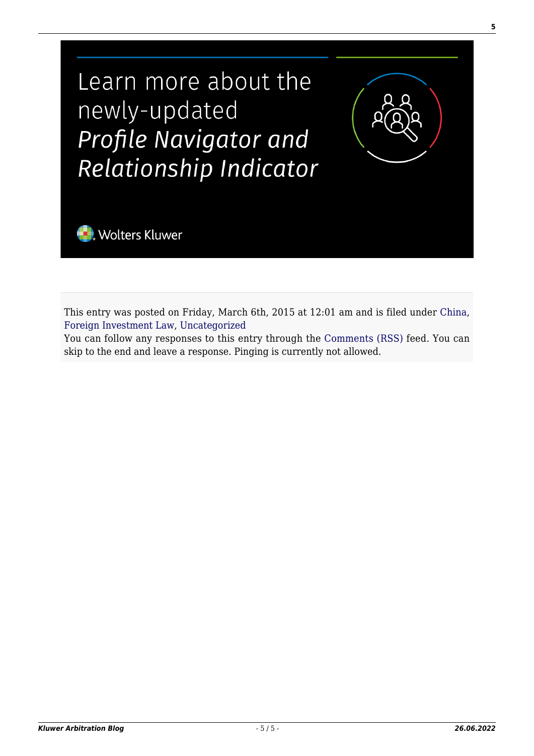Learn more about the newly-updated *Profile Navigator and Relationship Indicator*

Wolters Kluwer

This entry was posted on Friday, March 6th, 2015 at 12:01 am and is filed under China, Foreign Investment Law, Uncategorized
You can follow any responses to this entry through the Comments (RSS) feed. You can skip to the end and leave a response. Pinging is currently not allowed.